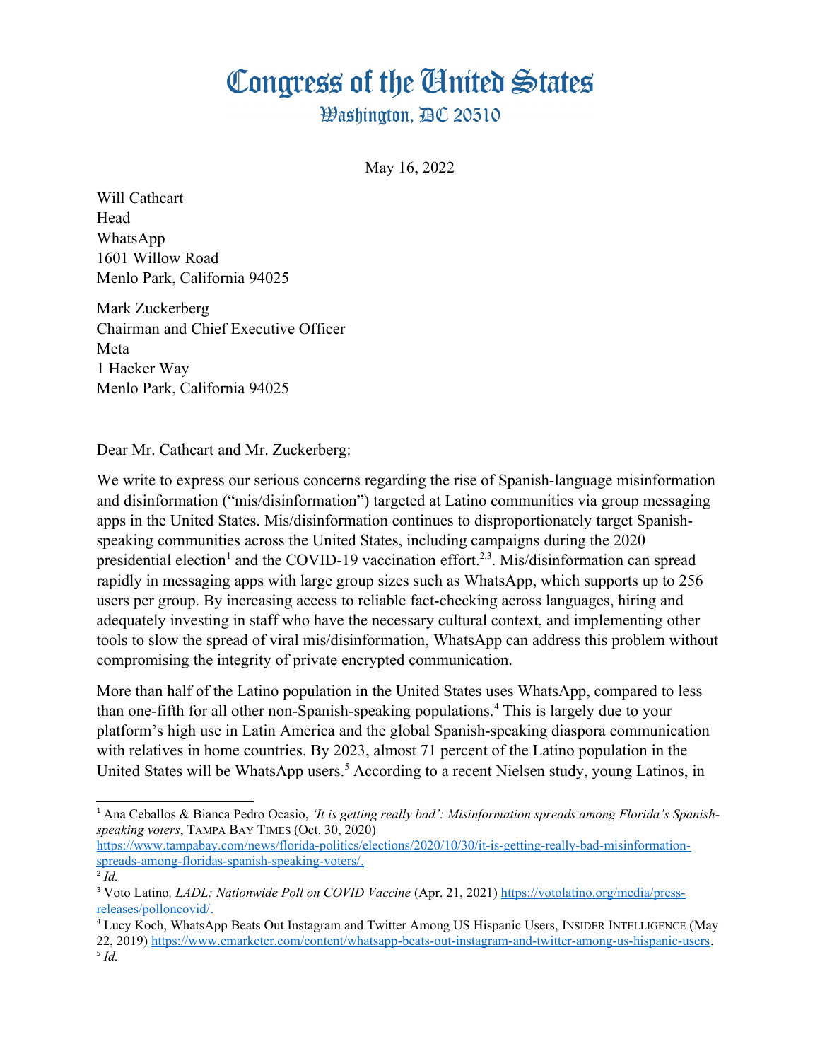# Congress of the United States

## Washington, DC 20510

May 16, 2022

Will Cathcart
Head
WhatsApp
1601 Willow Road
Menlo Park, California 94025

Mark Zuckerberg
Chairman and Chief Executive Officer
Meta
1 Hacker Way
Menlo Park, California 94025

Dear Mr. Cathcart and Mr. Zuckerberg:

We write to express our serious concerns regarding the rise of Spanish-language misinformation and disinformation ("mis/disinformation") targeted at Latino communities via group messaging apps in the United States. Mis/disinformation continues to disproportionately target Spanish-speaking communities across the United States, including campaigns during the 2020 presidential election[1] and the COVID-19 vaccination effort.[2,3]. Mis/disinformation can spread rapidly in messaging apps with large group sizes such as WhatsApp, which supports up to 256 users per group. By increasing access to reliable fact-checking across languages, hiring and adequately investing in staff who have the necessary cultural context, and implementing other tools to slow the spread of viral mis/disinformation, WhatsApp can address this problem without compromising the integrity of private encrypted communication.

More than half of the Latino population in the United States uses WhatsApp, compared to less than one-fifth for all other non-Spanish-speaking populations.[4] This is largely due to your platform's high use in Latin America and the global Spanish-speaking diaspora communication with relatives in home countries. By 2023, almost 71 percent of the Latino population in the United States will be WhatsApp users.[5] According to a recent Nielsen study, young Latinos, in

---

[1] Ana Ceballos & Bianca Pedro Ocasio, *'It is getting really bad': Misinformation spreads among Florida's Spanish-speaking voters*, TAMPA BAY TIMES (Oct. 30, 2020) https://www.tampabay.com/news/florida-politics/elections/2020/10/30/it-is-getting-really-bad-misinformation-spreads-among-floridas-spanish-speaking-voters/.

[2] *Id.*

[3] Voto Latino*, LADL: Nationwide Poll on COVID Vaccine* (Apr. 21, 2021) https://votolatino.org/media/press-releases/polloncovid/.

[4] Lucy Koch, WhatsApp Beats Out Instagram and Twitter Among US Hispanic Users, INSIDER INTELLIGENCE (May 22, 2019) https://www.emarketer.com/content/whatsapp-beats-out-instagram-and-twitter-among-us-hispanic-users.

[5] *Id.*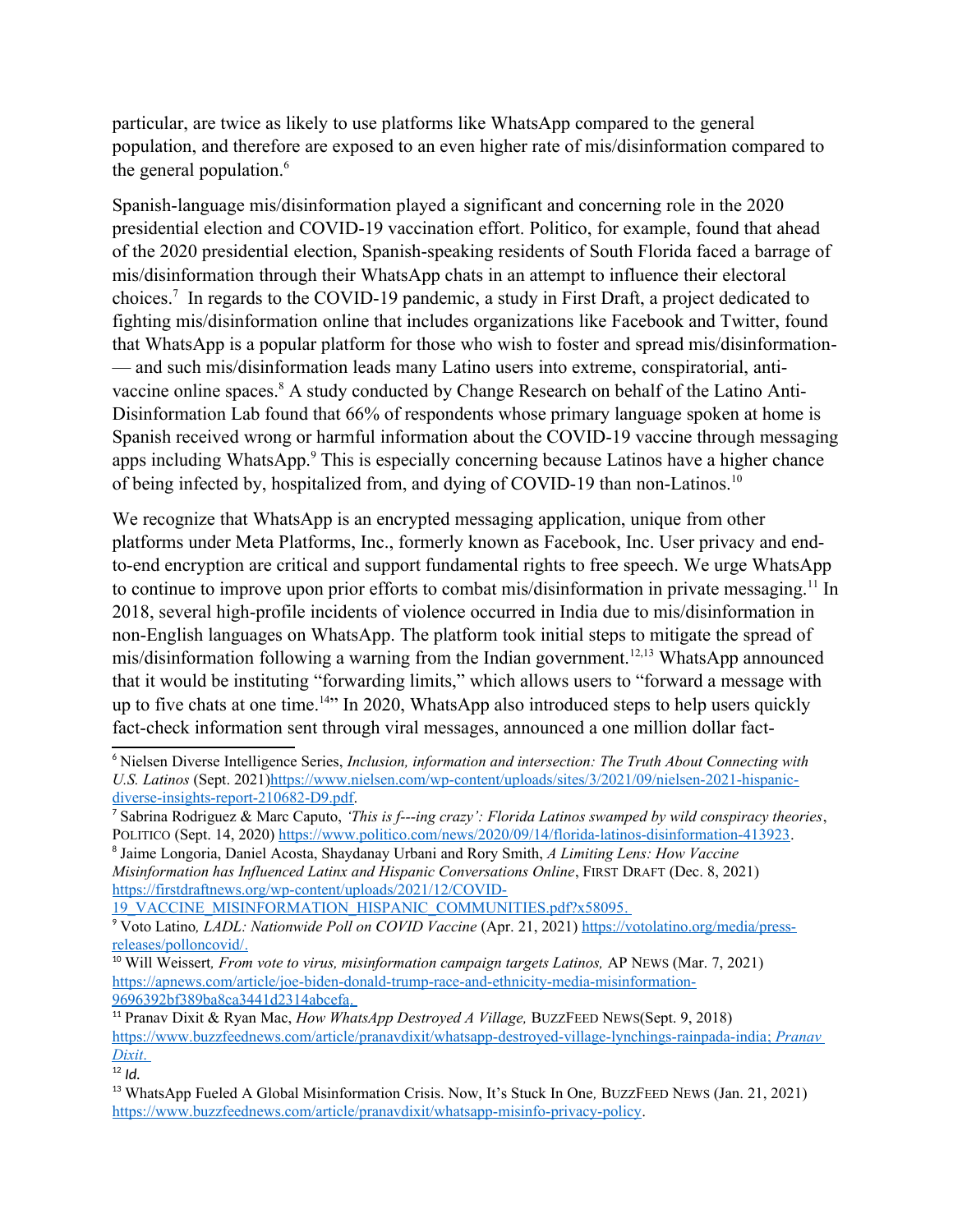particular, are twice as likely to use platforms like WhatsApp compared to the general population, and therefore are exposed to an even higher rate of mis/disinformation compared to the general population.[6]

Spanish-language mis/disinformation played a significant and concerning role in the 2020 presidential election and COVID-19 vaccination effort. Politico, for example, found that ahead of the 2020 presidential election, Spanish-speaking residents of South Florida faced a barrage of mis/disinformation through their WhatsApp chats in an attempt to influence their electoral choices.[7] In regards to the COVID-19 pandemic, a study in First Draft, a project dedicated to fighting mis/disinformation online that includes organizations like Facebook and Twitter, found that WhatsApp is a popular platform for those who wish to foster and spread mis/disinformation-— and such mis/disinformation leads many Latino users into extreme, conspiratorial, anti-vaccine online spaces.[8] A study conducted by Change Research on behalf of the Latino Anti-Disinformation Lab found that 66% of respondents whose primary language spoken at home is Spanish received wrong or harmful information about the COVID-19 vaccine through messaging apps including WhatsApp.[9] This is especially concerning because Latinos have a higher chance of being infected by, hospitalized from, and dying of COVID-19 than non-Latinos.[10]

We recognize that WhatsApp is an encrypted messaging application, unique from other platforms under Meta Platforms, Inc., formerly known as Facebook, Inc. User privacy and end-to-end encryption are critical and support fundamental rights to free speech. We urge WhatsApp to continue to improve upon prior efforts to combat mis/disinformation in private messaging.[11] In 2018, several high-profile incidents of violence occurred in India due to mis/disinformation in non-English languages on WhatsApp. The platform took initial steps to mitigate the spread of mis/disinformation following a warning from the Indian government.[12,13] WhatsApp announced that it would be instituting "forwarding limits," which allows users to "forward a message with up to five chats at one time.[14]" In 2020, WhatsApp also introduced steps to help users quickly fact-check information sent through viral messages, announced a one million dollar fact-

---

[6] Nielsen Diverse Intelligence Series, *Inclusion, information and intersection: The Truth About Connecting with U.S. Latinos* (Sept. 2021)https://www.nielsen.com/wp-content/uploads/sites/3/2021/09/nielsen-2021-hispanic-diverse-insights-report-210682-D9.pdf.

[7] Sabrina Rodriguez & Marc Caputo, *'This is f---ing crazy': Florida Latinos swamped by wild conspiracy theories*, POLITICO (Sept. 14, 2020) https://www.politico.com/news/2020/09/14/florida-latinos-disinformation-413923.

[8] Jaime Longoria, Daniel Acosta, Shaydanay Urbani and Rory Smith, *A Limiting Lens: How Vaccine Misinformation has Influenced Latinx and Hispanic Conversations Online*, FIRST DRAFT (Dec. 8, 2021) https://firstdraftnews.org/wp-content/uploads/2021/12/COVID-19_VACCINE_MISINFORMATION_HISPANIC_COMMUNITIES.pdf?x58095.

[9] Voto Latino*, LADL: Nationwide Poll on COVID Vaccine* (Apr. 21, 2021) https://votolatino.org/media/press-releases/polloncovid/.

[10] Will Weissert*, From vote to virus, misinformation campaign targets Latinos,* AP NEWS (Mar. 7, 2021) https://apnews.com/article/joe-biden-donald-trump-race-and-ethnicity-media-misinformation-9696392bf389ba8ca3441d2314abcefa.

[11] Pranav Dixit & Ryan Mac, *How WhatsApp Destroyed A Village,* BUZZFEED NEWS(Sept. 9, 2018) https://www.buzzfeednews.com/article/pranavdixit/whatsapp-destroyed-village-lynchings-rainpada-india; *Pranav Dixit*.

[12] *Id.*

[13] WhatsApp Fueled A Global Misinformation Crisis. Now, It's Stuck In One*,* BUZZFEED NEWS (Jan. 21, 2021) https://www.buzzfeednews.com/article/pranavdixit/whatsapp-misinfo-privacy-policy.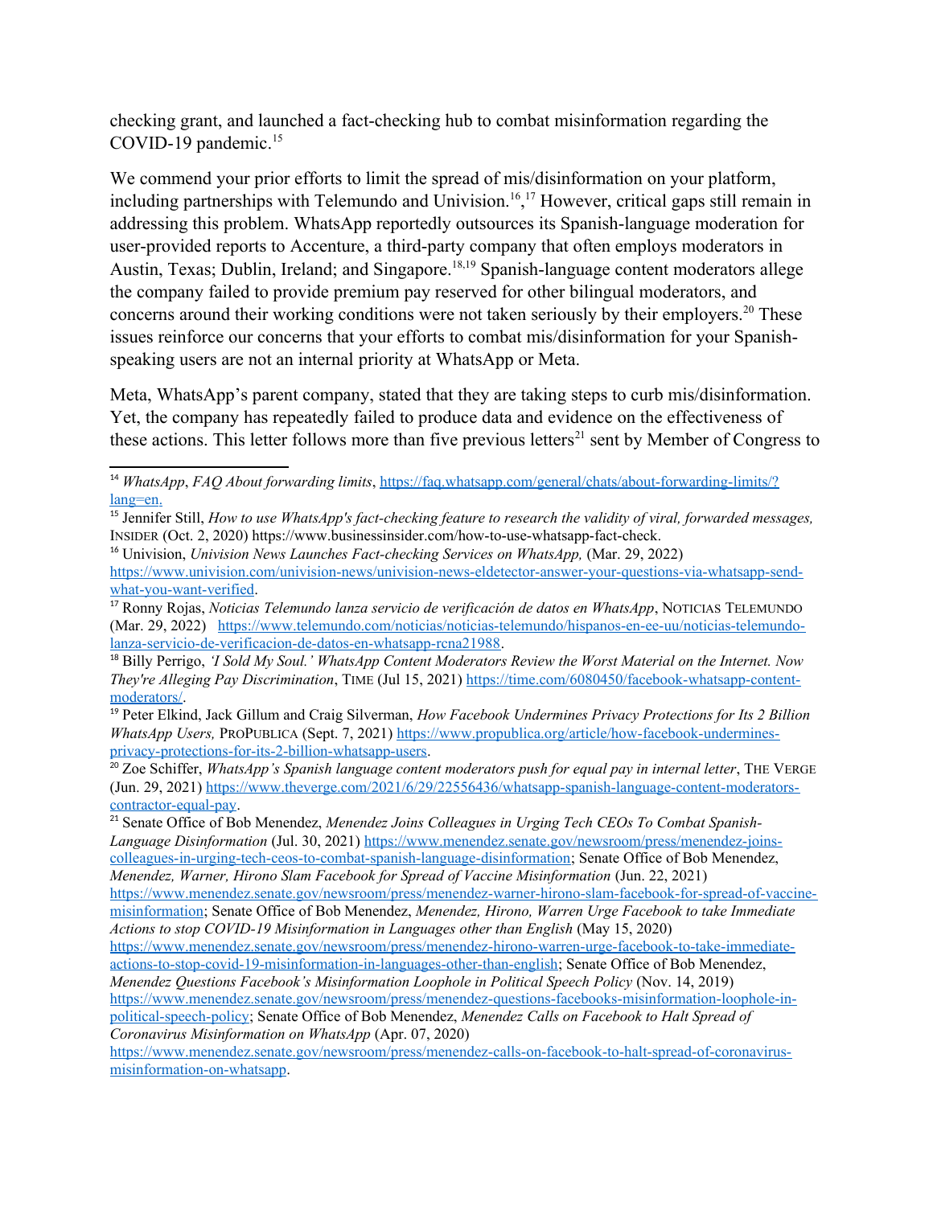checking grant, and launched a fact-checking hub to combat misinformation regarding the COVID-19 pandemic.[15]

We commend your prior efforts to limit the spread of mis/disinformation on your platform, including partnerships with Telemundo and Univision.[16],[17] However, critical gaps still remain in addressing this problem. WhatsApp reportedly outsources its Spanish-language moderation for user-provided reports to Accenture, a third-party company that often employs moderators in Austin, Texas; Dublin, Ireland; and Singapore.[18,19] Spanish-language content moderators allege the company failed to provide premium pay reserved for other bilingual moderators, and concerns around their working conditions were not taken seriously by their employers.[20] These issues reinforce our concerns that your efforts to combat mis/disinformation for your Spanish-speaking users are not an internal priority at WhatsApp or Meta.

Meta, WhatsApp's parent company, stated that they are taking steps to curb mis/disinformation. Yet, the company has repeatedly failed to produce data and evidence on the effectiveness of these actions. This letter follows more than five previous letters[21] sent by Member of Congress to

---

[14] *WhatsApp*, *FAQ About forwarding limits*, https://faq.whatsapp.com/general/chats/about-forwarding-limits/?lang=en.

[15] Jennifer Still, *How to use WhatsApp's fact-checking feature to research the validity of viral, forwarded messages,* INSIDER (Oct. 2, 2020) https://www.businessinsider.com/how-to-use-whatsapp-fact-check.

[16] Univision, *Univision News Launches Fact-checking Services on WhatsApp,* (Mar. 29, 2022) https://www.univision.com/univision-news/univision-news-eldetector-answer-your-questions-via-whatsapp-send-what-you-want-verified.

[17] Ronny Rojas, *Noticias Telemundo lanza servicio de verificación de datos en WhatsApp*, NOTICIAS TELEMUNDO (Mar. 29, 2022) https://www.telemundo.com/noticias/noticias-telemundo/hispanos-en-ee-uu/noticias-telemundo-lanza-servicio-de-verificacion-de-datos-en-whatsapp-rcna21988.

[18] Billy Perrigo, *'I Sold My Soul.' WhatsApp Content Moderators Review the Worst Material on the Internet. Now They're Alleging Pay Discrimination*, TIME (Jul 15, 2021) https://time.com/6080450/facebook-whatsapp-content-moderators/.

[19] Peter Elkind, Jack Gillum and Craig Silverman, *How Facebook Undermines Privacy Protections for Its 2 Billion WhatsApp Users,* PROPUBLICA (Sept. 7, 2021) https://www.propublica.org/article/how-facebook-undermines-privacy-protections-for-its-2-billion-whatsapp-users.

[20] Zoe Schiffer, *WhatsApp's Spanish language content moderators push for equal pay in internal letter*, THE VERGE (Jun. 29, 2021) https://www.theverge.com/2021/6/29/22556436/whatsapp-spanish-language-content-moderators-contractor-equal-pay.

[21] Senate Office of Bob Menendez, *Menendez Joins Colleagues in Urging Tech CEOs To Combat Spanish-Language Disinformation* (Jul. 30, 2021) https://www.menendez.senate.gov/newsroom/press/menendez-joins-colleagues-in-urging-tech-ceos-to-combat-spanish-language-disinformation; Senate Office of Bob Menendez, *Menendez, Warner, Hirono Slam Facebook for Spread of Vaccine Misinformation* (Jun. 22, 2021) https://www.menendez.senate.gov/newsroom/press/menendez-warner-hirono-slam-facebook-for-spread-of-vaccine-misinformation; Senate Office of Bob Menendez, *Menendez, Hirono, Warren Urge Facebook to take Immediate Actions to stop COVID-19 Misinformation in Languages other than English* (May 15, 2020) https://www.menendez.senate.gov/newsroom/press/menendez-hirono-warren-urge-facebook-to-take-immediate-actions-to-stop-covid-19-misinformation-in-languages-other-than-english; Senate Office of Bob Menendez, *Menendez Questions Facebook's Misinformation Loophole in Political Speech Policy* (Nov. 14, 2019) https://www.menendez.senate.gov/newsroom/press/menendez-questions-facebooks-misinformation-loophole-in-political-speech-policy; Senate Office of Bob Menendez, *Menendez Calls on Facebook to Halt Spread of Coronavirus Misinformation on WhatsApp* (Apr. 07, 2020) https://www.menendez.senate.gov/newsroom/press/menendez-calls-on-facebook-to-halt-spread-of-coronavirus-misinformation-on-whatsapp.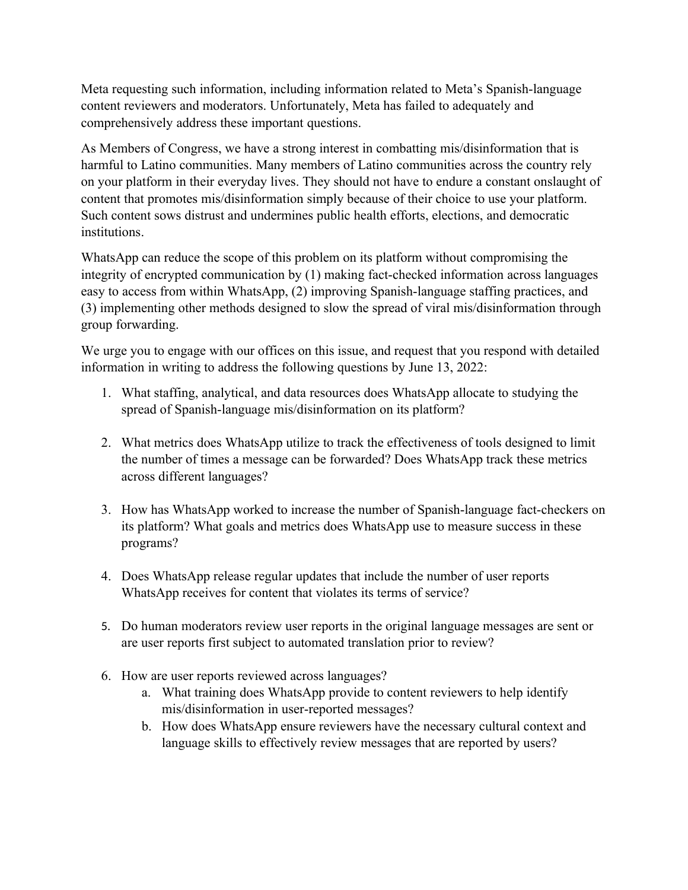Meta requesting such information, including information related to Meta's Spanish-language content reviewers and moderators. Unfortunately, Meta has failed to adequately and comprehensively address these important questions.

As Members of Congress, we have a strong interest in combatting mis/disinformation that is harmful to Latino communities. Many members of Latino communities across the country rely on your platform in their everyday lives. They should not have to endure a constant onslaught of content that promotes mis/disinformation simply because of their choice to use your platform. Such content sows distrust and undermines public health efforts, elections, and democratic institutions.

WhatsApp can reduce the scope of this problem on its platform without compromising the integrity of encrypted communication by (1) making fact-checked information across languages easy to access from within WhatsApp, (2) improving Spanish-language staffing practices, and (3) implementing other methods designed to slow the spread of viral mis/disinformation through group forwarding.

We urge you to engage with our offices on this issue, and request that you respond with detailed information in writing to address the following questions by June 13, 2022:

1. What staffing, analytical, and data resources does WhatsApp allocate to studying the spread of Spanish-language mis/disinformation on its platform?

2. What metrics does WhatsApp utilize to track the effectiveness of tools designed to limit the number of times a message can be forwarded? Does WhatsApp track these metrics across different languages?

3. How has WhatsApp worked to increase the number of Spanish-language fact-checkers on its platform? What goals and metrics does WhatsApp use to measure success in these programs?

4. Does WhatsApp release regular updates that include the number of user reports WhatsApp receives for content that violates its terms of service?

5. Do human moderators review user reports in the original language messages are sent or are user reports first subject to automated translation prior to review?

6. How are user reports reviewed across languages?
    a. What training does WhatsApp provide to content reviewers to help identify mis/disinformation in user-reported messages?
    b. How does WhatsApp ensure reviewers have the necessary cultural context and language skills to effectively review messages that are reported by users?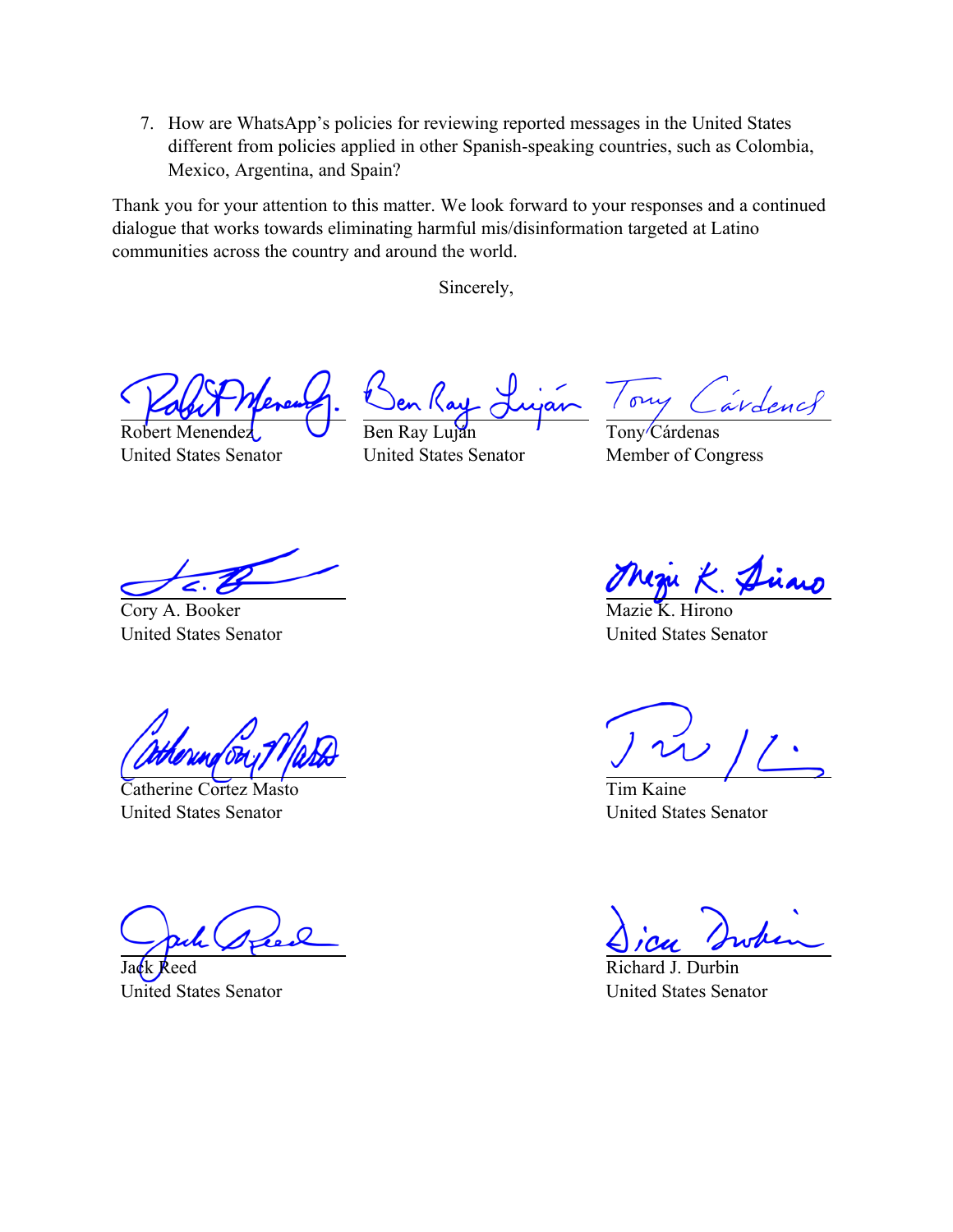7. How are WhatsApp's policies for reviewing reported messages in the United States different from policies applied in other Spanish-speaking countries, such as Colombia, Mexico, Argentina, and Spain?

Thank you for your attention to this matter. We look forward to your responses and a continued dialogue that works towards eliminating harmful mis/disinformation targeted at Latino communities across the country and around the world.

Sincerely,

Robert Menendez
United States Senator

Ben Ray Luján
United States Senator

Tony Cárdenas
Member of Congress

Cory A. Booker
United States Senator

Mazie K. Hirono
United States Senator

Catherine Cortez Masto
United States Senator

Tim Kaine
United States Senator

Jack Reed
United States Senator

Richard J. Durbin
United States Senator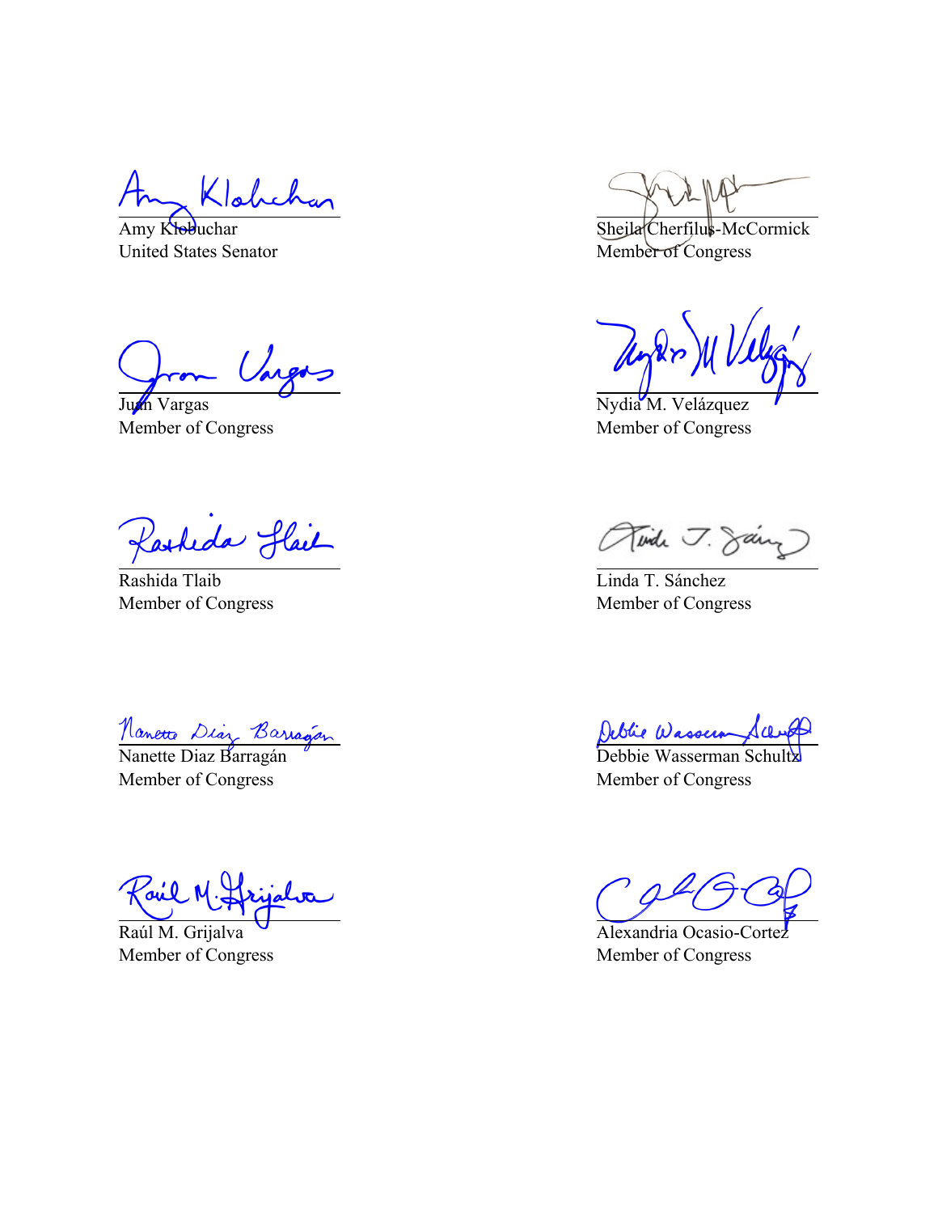Amy Klobuchar
United States Senator

Sheila Cherfilus-McCormick
Member of Congress

Juan Vargas
Member of Congress

Nydia M. Velázquez
Member of Congress

Rashida Tlaib
Member of Congress

Linda T. Sánchez
Member of Congress

Nanette Diaz Barragán
Member of Congress

Debbie Wasserman Schultz
Member of Congress

Raúl M. Grijalva
Member of Congress

Alexandria Ocasio-Cortez
Member of Congress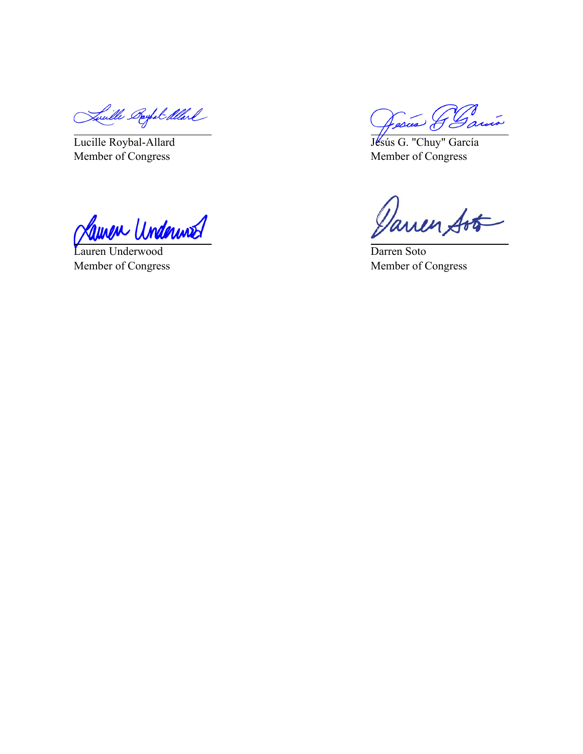Lucille Roybal-Allard
Member of Congress

Jesús G. "Chuy" García
Member of Congress

Lauren Underwood
Member of Congress

Darren Soto
Member of Congress